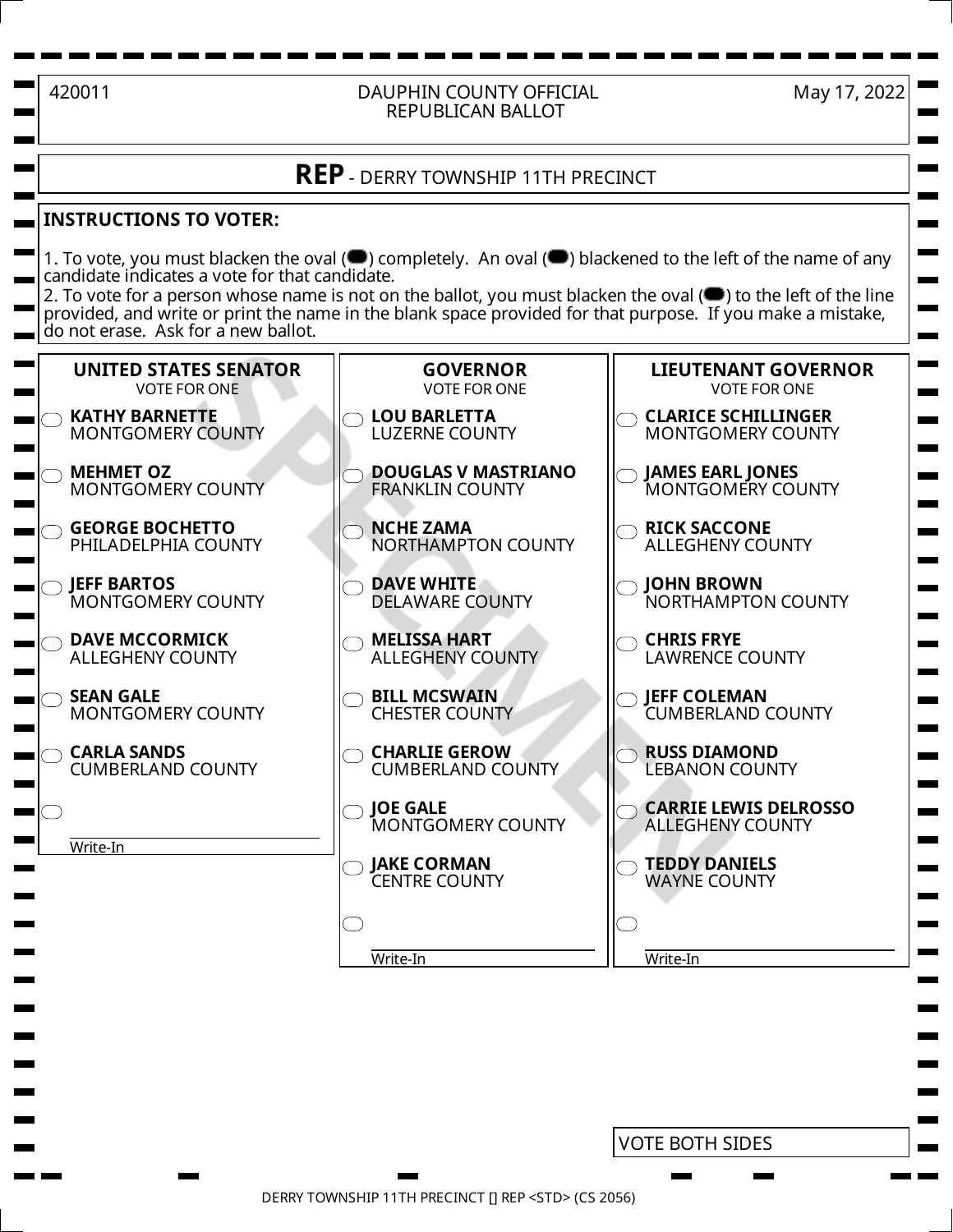420011

DAUPHIN COUNTY OFFICIAL
REPUBLICAN BALLOT

May 17, 2022

# REP - DERRY TOWNSHIP 11TH PRECINCT

**INSTRUCTIONS TO VOTER:**

1. To vote, you must blacken the oval (⬬) completely. An oval (⬬) blackened to the left of the name of any candidate indicates a vote for that candidate.
2. To vote for a person whose name is not on the ballot, you must blacken the oval (⬬) to the left of the line provided, and write or print the name in the blank space provided for that purpose. If you make a mistake, do not erase. Ask for a new ballot.

## UNITED STATES SENATOR
VOTE FOR ONE

- **KATHY BARNETTE** MONTGOMERY COUNTY
- **MEHMET OZ** MONTGOMERY COUNTY
- **GEORGE BOCHETTO** PHILADELPHIA COUNTY
- **JEFF BARTOS** MONTGOMERY COUNTY
- **DAVE MCCORMICK** ALLEGHENY COUNTY
- **SEAN GALE** MONTGOMERY COUNTY
- **CARLA SANDS** CUMBERLAND COUNTY
- Write-In

## GOVERNOR
VOTE FOR ONE

- **LOU BARLETTA** LUZERNE COUNTY
- **DOUGLAS V MASTRIANO** FRANKLIN COUNTY
- **NCHE ZAMA** NORTHAMPTON COUNTY
- **DAVE WHITE** DELAWARE COUNTY
- **MELISSA HART** ALLEGHENY COUNTY
- **BILL MCSWAIN** CHESTER COUNTY
- **CHARLIE GEROW** CUMBERLAND COUNTY
- **JOE GALE** MONTGOMERY COUNTY
- **JAKE CORMAN** CENTRE COUNTY
- Write-In

## LIEUTENANT GOVERNOR
VOTE FOR ONE

- **CLARICE SCHILLINGER** MONTGOMERY COUNTY
- **JAMES EARL JONES** MONTGOMERY COUNTY
- **RICK SACCONE** ALLEGHENY COUNTY
- **JOHN BROWN** NORTHAMPTON COUNTY
- **CHRIS FRYE** LAWRENCE COUNTY
- **JEFF COLEMAN** CUMBERLAND COUNTY
- **RUSS DIAMOND** LEBANON COUNTY
- **CARRIE LEWIS DELROSSO** ALLEGHENY COUNTY
- **TEDDY DANIELS** WAYNE COUNTY
- Write-In

VOTE BOTH SIDES

DERRY TOWNSHIP 11TH PRECINCT [] REP <STD> (CS 2056)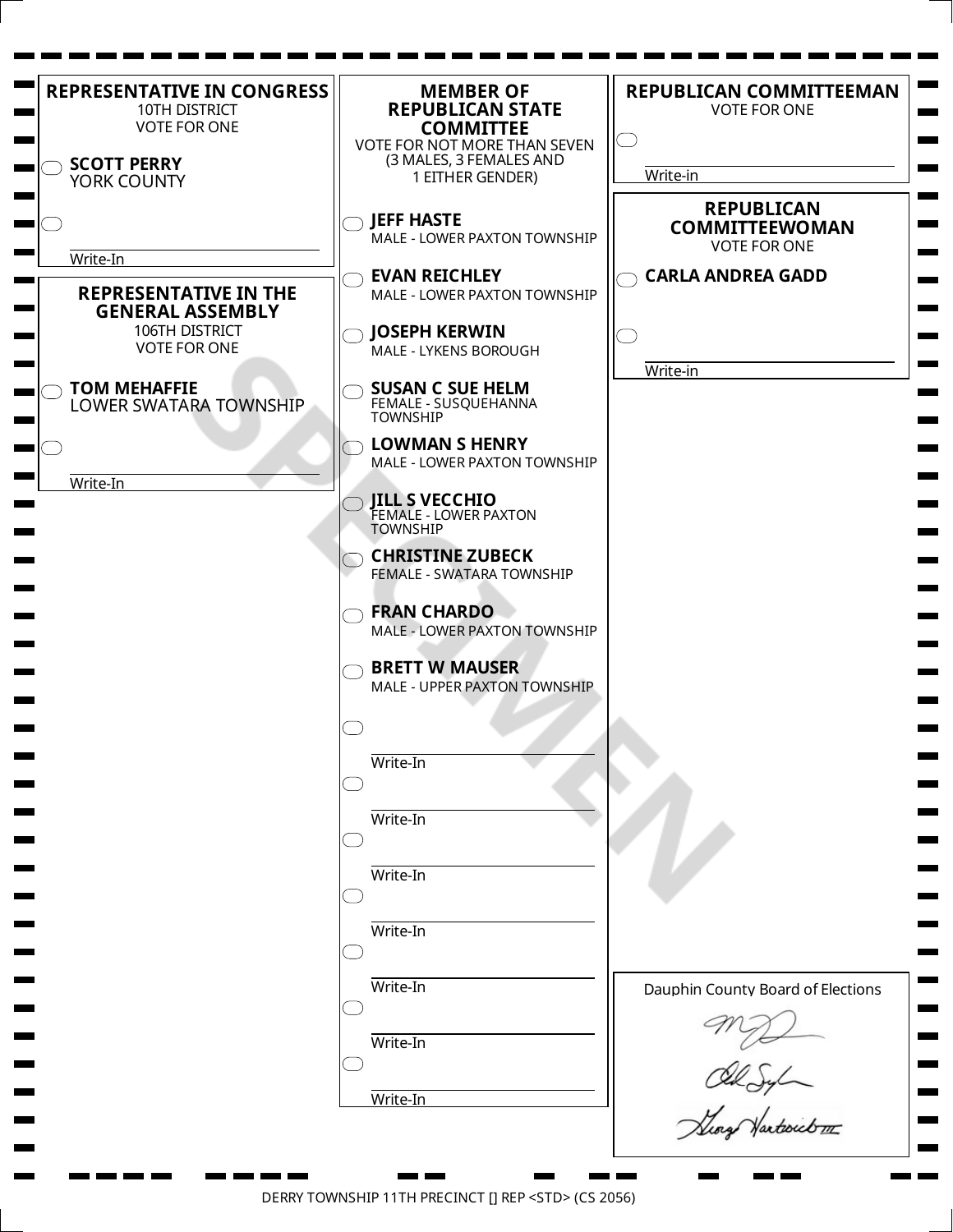## REPRESENTATIVE IN CONGRESS

10TH DISTRICT
VOTE FOR ONE

- **SCOTT PERRY**
  YORK COUNTY
- Write-In

## REPRESENTATIVE IN THE GENERAL ASSEMBLY

106TH DISTRICT
VOTE FOR ONE

- **TOM MEHAFFIE**
  LOWER SWATARA TOWNSHIP
- Write-In

## MEMBER OF REPUBLICAN STATE COMMITTEE

VOTE FOR NOT MORE THAN SEVEN
(3 MALES, 3 FEMALES AND
1 EITHER GENDER)

- **JEFF HASTE**
  MALE - LOWER PAXTON TOWNSHIP
- **EVAN REICHLEY**
  MALE - LOWER PAXTON TOWNSHIP
- **JOSEPH KERWIN**
  MALE - LYKENS BOROUGH
- **SUSAN C SUE HELM**
  FEMALE - SUSQUEHANNA TOWNSHIP
- **LOWMAN S HENRY**
  MALE - LOWER PAXTON TOWNSHIP
- **JILL S VECCHIO**
  FEMALE - LOWER PAXTON TOWNSHIP
- **CHRISTINE ZUBECK**
  FEMALE - SWATARA TOWNSHIP
- **FRAN CHARDO**
  MALE - LOWER PAXTON TOWNSHIP
- **BRETT W MAUSER**
  MALE - UPPER PAXTON TOWNSHIP
- Write-In
- Write-In
- Write-In
- Write-In
- Write-In
- Write-In
- Write-In

## REPUBLICAN COMMITTEEMAN

VOTE FOR ONE

- Write-in

## REPUBLICAN COMMITTEEWOMAN

VOTE FOR ONE

- **CARLA ANDREA GADD**
- Write-in

Dauphin County Board of Elections

SPECIMEN

DERRY TOWNSHIP 11TH PRECINCT [] REP <STD> (CS 2056)